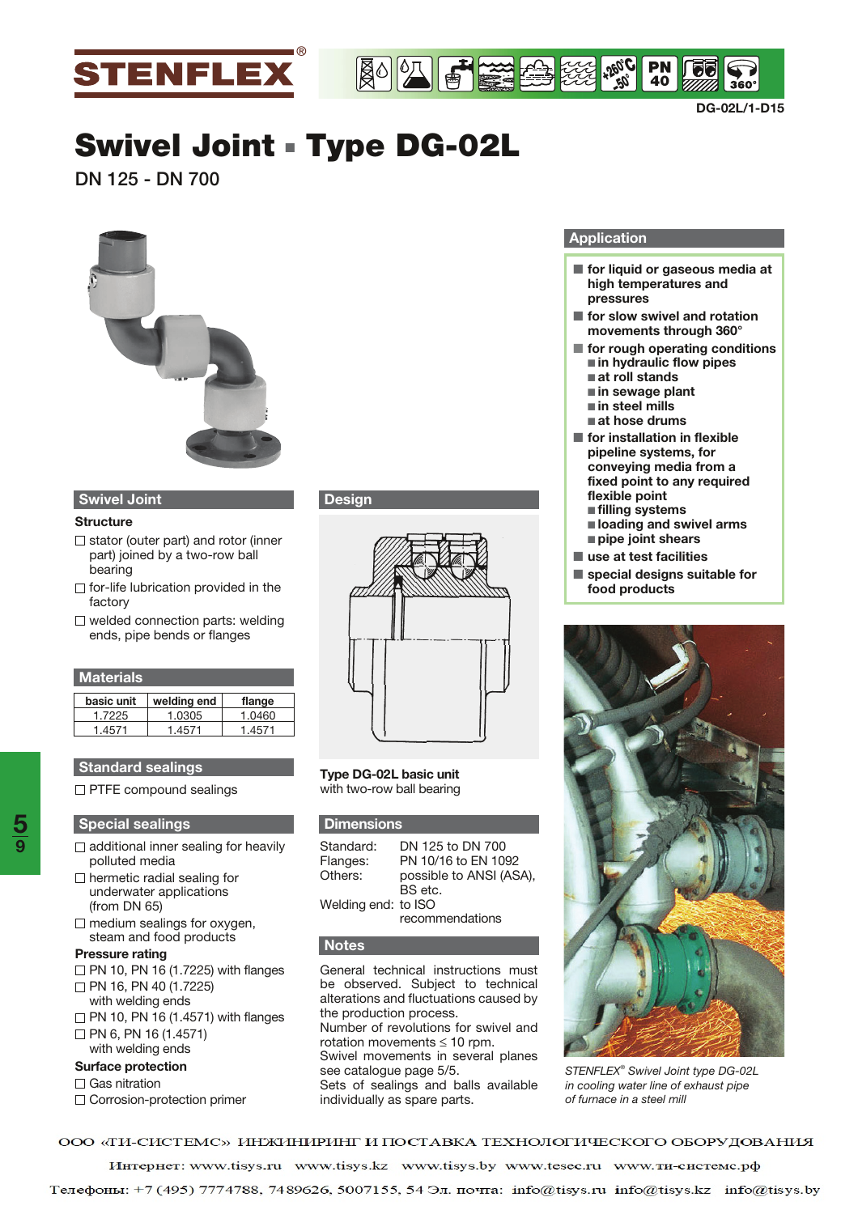STENFLEX®

DG-02L/1-D15

# Swivel Joint ▪ Type DG-02L

DN 125 - DN 700

## Swivel Joint

### Structure

- ☐ stator (outer part) and rotor (inner part) joined by a two-row ball bearing
- ☐ for-life lubrication provided in the factory
- ☐ welded connection parts: welding ends, pipe bends or flanges

## Materials

| basic unit | welding end | flange |
|---|---|---|
| 1.7225 | 1.0305 | 1.0460 |
| 1.4571 | 1.4571 | 1.4571 |

## Standard sealings

- ☐ PTFE compound sealings

## Special sealings

- ☐ additional inner sealing for heavily polluted media
- ☐ hermetic radial sealing for underwater applications (from DN 65)
- ☐ medium sealings for oxygen, steam and food products

### Pressure rating

- ☐ PN 10, PN 16 (1.7225) with flanges
- ☐ PN 16, PN 40 (1.7225) with welding ends
- ☐ PN 10, PN 16 (1.4571) with flanges
- ☐ PN 6, PN 16 (1.4571) with welding ends

### Surface protection

- ☐ Gas nitration
- ☐ Corrosion-protection primer

## Design

**Type DG-02L basic unit**
with two-row ball bearing

## Dimensions

Standard: DN 125 to DN 700
Flanges: PN 10/16 to EN 1092
Others: possible to ANSI (ASA), BS etc.
Welding end: to ISO recommendations

## Notes

General technical instructions must be observed. Subject to technical alterations and fluctuations caused by the production process.
Number of revolutions for swivel and rotation movements ≤ 10 rpm.
Swivel movements in several planes see catalogue page 5/5.
Sets of sealings and balls available individually as spare parts.

## Application

- for liquid or gaseous media at high temperatures and pressures
- for slow swivel and rotation movements through 360°
- for rough operating conditions
  - in hydraulic flow pipes
  - at roll stands
  - in sewage plant
  - in steel mills
  - at hose drums
- for installation in flexible pipeline systems, for conveying media from a fixed point to any required flexible point
  - filling systems
  - loading and swivel arms
  - pipe joint shears
- use at test facilities
- special designs suitable for food products

*STENFLEX® Swivel Joint type DG-02L in cooling water line of exhaust pipe of furnace in a steel mill*

ООО «ТИ-СИСТЕМС» ИНЖИНИРИНГ И ПОСТАВКА ТЕХНОЛОГИЧЕСКОГО ОБОРУДОВАНИЯ

Интернет: www.tisys.ru www.tisys.kz www.tisys.by www.tesec.ru www.ти-системс.рф

Телефоны: +7 (495) 7774788, 7489626, 5007155, 54 Эл. почта: info@tisys.ru info@tisys.kz info@tisys.by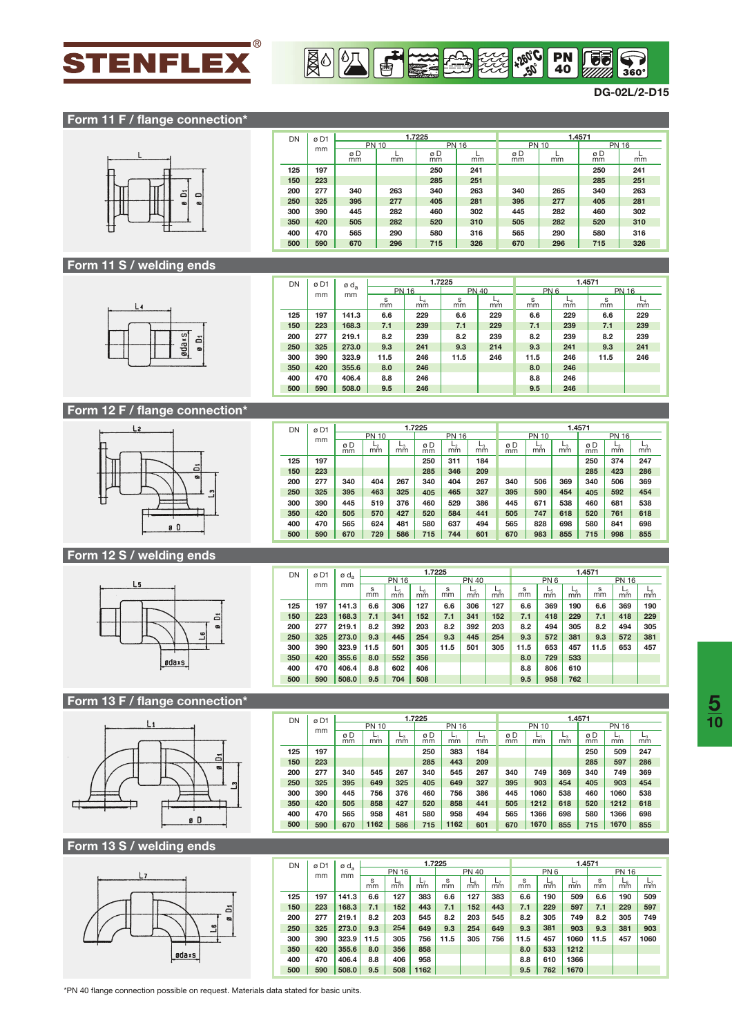# STENFLEX®

DG-02L/2-D15

## Form 11 F / flange connection*

| DN | ø D1 mm | 1.7225 | | | | 1.4571 | | | |
|---|---|---|---|---|---|---|---|---|---|
| | | PN 10 | | PN 16 | | PN 10 | | PN 16 | |
| | | ø D mm | L mm | ø D mm | L mm | ø D mm | L mm | ø D mm | L mm |
| 125 | 197 | | | 250 | 241 | | | 250 | 241 |
| 150 | 223 | | | 285 | 251 | | | 285 | 251 |
| 200 | 277 | 340 | 263 | 340 | 263 | 340 | 265 | 340 | 263 |
| 250 | 325 | 395 | 277 | 405 | 281 | 395 | 277 | 405 | 281 |
| 300 | 390 | 445 | 282 | 460 | 302 | 445 | 282 | 460 | 302 |
| 350 | 420 | 505 | 282 | 520 | 310 | 505 | 282 | 520 | 310 |
| 400 | 470 | 565 | 290 | 580 | 316 | 565 | 290 | 580 | 316 |
| 500 | 590 | 670 | 296 | 715 | 326 | 670 | 296 | 715 | 326 |

## Form 11 S / welding ends

| DN | ø D1 mm | ø $d_a$ mm | 1.7225 | | | | 1.4571 | | | |
|---|---|---|---|---|---|---|---|---|---|---|
| | | | PN 16 | | PN 40 | | PN 6 | | PN 16 | |
| | | | s mm | $L_4$ mm | s mm | $L_4$ mm | s mm | $L_4$ mm | s mm | $L_4$ mm |
| 125 | 197 | 141.3 | 6.6 | 229 | 6.6 | 229 | 6.6 | 229 | 6.6 | 229 |
| 150 | 223 | 168.3 | 7.1 | 239 | 7.1 | 229 | 7.1 | 239 | 7.1 | 239 |
| 200 | 277 | 219.1 | 8.2 | 239 | 8.2 | 239 | 8.2 | 239 | 8.2 | 239 |
| 250 | 325 | 273.0 | 9.3 | 241 | 9.3 | 214 | 9.3 | 241 | 9.3 | 241 |
| 300 | 390 | 323.9 | 11.5 | 246 | 11.5 | 246 | 11.5 | 246 | 11.5 | 246 |
| 350 | 420 | 355.6 | 8.0 | 246 | | | 8.0 | 246 | | |
| 400 | 470 | 406.4 | 8.8 | 246 | | | 8.8 | 246 | | |
| 500 | 590 | 508.0 | 9.5 | 246 | | | 9.5 | 246 | | |

## Form 12 F / flange connection*

| DN | ø D1 mm | 1.7225 | | | | | | 1.4571 | | | | | |
|---|---|---|---|---|---|---|---|---|---|---|---|---|---|
| | | PN 10 | | | PN 16 | | | PN 10 | | | PN 16 | | |
| | | ø D mm | $L_2$ mm | $L_3$ mm | ø D mm | $L_2$ mm | $L_3$ mm | ø D mm | $L_2$ mm | $L_3$ mm | ø D mm | $L_2$ mm | $L_3$ mm |
| 125 | 197 | | | | 250 | 311 | 184 | | | | 250 | 374 | 247 |
| 150 | 223 | | | | 285 | 346 | 209 | | | | 285 | 423 | 286 |
| 200 | 277 | 340 | 404 | 267 | 340 | 404 | 267 | 340 | 506 | 369 | 340 | 506 | 369 |
| 250 | 325 | 395 | 463 | 325 | 405 | 465 | 327 | 395 | 590 | 454 | 405 | 592 | 454 |
| 300 | 390 | 445 | 519 | 376 | 460 | 529 | 386 | 445 | 671 | 538 | 460 | 681 | 538 |
| 350 | 420 | 505 | 570 | 427 | 520 | 584 | 441 | 505 | 747 | 618 | 520 | 761 | 618 |
| 400 | 470 | 565 | 624 | 481 | 580 | 637 | 494 | 565 | 828 | 698 | 580 | 841 | 698 |
| 500 | 590 | 670 | 729 | 586 | 715 | 744 | 601 | 670 | 983 | 855 | 715 | 998 | 855 |

## Form 12 S / welding ends

| DN | ø D1 mm | ø $d_a$ mm | 1.7225 | | | | | | 1.4571 | | | | | |
|---|---|---|---|---|---|---|---|---|---|---|---|---|---|---|
| | | | PN 16 | | | PN 40 | | | PN 6 | | | PN 16 | | |
| | | | s mm | $L_5$ mm | $L_6$ mm | s mm | $L_5$ mm | $L_6$ mm | s mm | $L_5$ mm | $L_6$ mm | s mm | $L_5$ mm | $L_6$ mm |
| 125 | 197 | 141.3 | 6.6 | 306 | 127 | 6.6 | 306 | 127 | 6.6 | 369 | 190 | 6.6 | 369 | 190 |
| 150 | 223 | 168.3 | 7.1 | 341 | 152 | 7.1 | 341 | 152 | 7.1 | 418 | 229 | 7.1 | 418 | 229 |
| 200 | 277 | 219.1 | 8.2 | 392 | 203 | 8.2 | 392 | 203 | 8.2 | 494 | 305 | 8.2 | 494 | 305 |
| 250 | 325 | 273.0 | 9.3 | 445 | 254 | 9.3 | 445 | 254 | 9.3 | 572 | 381 | 9.3 | 572 | 381 |
| 300 | 390 | 323.9 | 11.5 | 501 | 305 | 11.5 | 501 | 305 | 11.5 | 653 | 457 | 11.5 | 653 | 457 |
| 350 | 420 | 355.6 | 8.0 | 552 | 356 | | | | 8.0 | 729 | 533 | | | |
| 400 | 470 | 406.4 | 8.8 | 602 | 406 | | | | 8.8 | 806 | 610 | | | |
| 500 | 590 | 508.0 | 9.5 | 704 | 508 | | | | 9.5 | 958 | 762 | | | |

## Form 13 F / flange connection*

| DN | ø D1 mm | 1.7225 | | | | | | 1.4571 | | | | | |
|---|---|---|---|---|---|---|---|---|---|---|---|---|---|
| | | PN 10 | | | PN 16 | | | PN 10 | | | PN 16 | | |
| | | ø D mm | $L_1$ mm | $L_3$ mm | ø D mm | $L_1$ mm | $L_3$ mm | ø D mm | $L_1$ mm | $L_3$ mm | ø D mm | $L_1$ mm | $L_3$ mm |
| 125 | 197 | | | | 250 | 383 | 184 | | | | 250 | 509 | 247 |
| 150 | 223 | | | | 285 | 443 | 209 | | | | 285 | 597 | 286 |
| 200 | 277 | 340 | 545 | 267 | 340 | 545 | 267 | 340 | 749 | 369 | 340 | 749 | 369 |
| 250 | 325 | 395 | 649 | 325 | 405 | 649 | 327 | 395 | 903 | 454 | 405 | 903 | 454 |
| 300 | 390 | 445 | 756 | 376 | 460 | 756 | 386 | 445 | 1060 | 538 | 460 | 1060 | 538 |
| 350 | 420 | 505 | 858 | 427 | 520 | 858 | 441 | 505 | 1212 | 618 | 520 | 1212 | 618 |
| 400 | 470 | 565 | 958 | 481 | 580 | 958 | 494 | 565 | 1366 | 698 | 580 | 1366 | 698 |
| 500 | 590 | 670 | 1162 | 586 | 715 | 1162 | 601 | 670 | 1670 | 855 | 715 | 1670 | 855 |

## Form 13 S / welding ends

| DN | ø D1 mm | ø $d_a$ mm | 1.7225 | | | | | | 1.4571 | | | | | |
|---|---|---|---|---|---|---|---|---|---|---|---|---|---|---|
| | | | PN 16 | | | PN 40 | | | PN 6 | | | PN 16 | | |
| | | | s mm | $L_6$ mm | $L_7$ mm | s mm | $L_6$ mm | $L_7$ mm | s mm | $L_6$ mm | $L_7$ mm | s mm | $L_6$ mm | $L_7$ mm |
| 125 | 197 | 141.3 | 6.6 | 127 | 383 | 6.6 | 127 | 383 | 6.6 | 190 | 509 | 6.6 | 190 | 509 |
| 150 | 223 | 168.3 | 7.1 | 152 | 443 | 7.1 | 152 | 443 | 7.1 | 229 | 597 | 7.1 | 229 | 597 |
| 200 | 277 | 219.1 | 8.2 | 203 | 545 | 8.2 | 203 | 545 | 8.2 | 305 | 749 | 8.2 | 305 | 749 |
| 250 | 325 | 273.0 | 9.3 | 254 | 649 | 9.3 | 254 | 649 | 9.3 | 381 | 903 | 9.3 | 381 | 903 |
| 300 | 390 | 323.9 | 11.5 | 305 | 756 | 11.5 | 305 | 756 | 11.5 | 457 | 1060 | 11.5 | 457 | 1060 |
| 350 | 420 | 355.6 | 8.0 | 356 | 858 | | | | 8.0 | 533 | 1212 | | | |
| 400 | 470 | 406.4 | 8.8 | 406 | 958 | | | | 8.8 | 610 | 1366 | | | |
| 500 | 590 | 508.0 | 9.5 | 508 | 1162 | | | | 9.5 | 762 | 1670 | | | |

*PN 40 flange connection possible on request. Materials data stated for basic units.